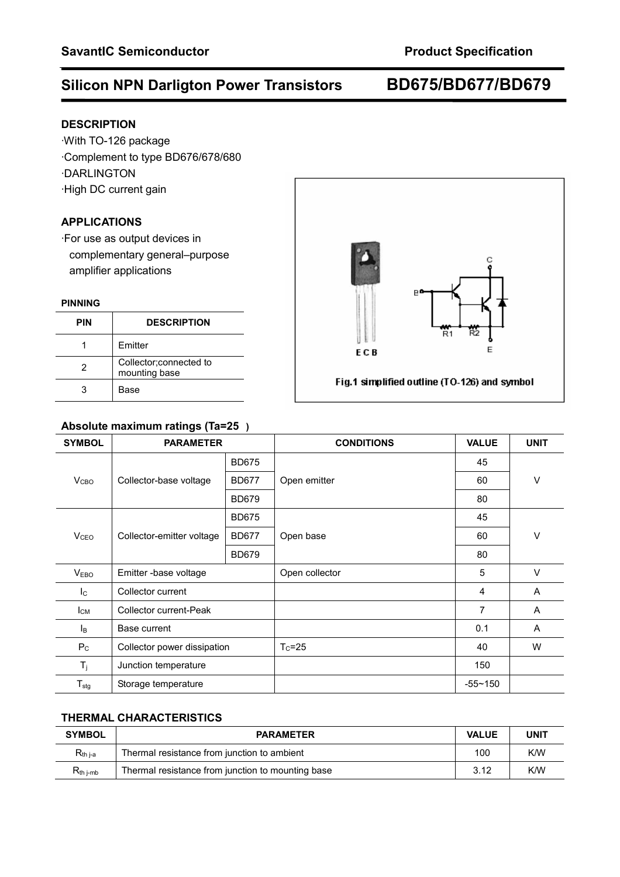# SavantIC Semiconductor — Product Specification

## Silicon NPN Darligton Power Transistors BD675/BD677/BD679

### DESCRIPTION

- ·With TO-126 package
- ·Complement to type BD676/678/680
- ·DARLINGTON
- ·High DC current gain

### APPLICATIONS

- ·For use as output devices in complementary general–purpose amplifier applications

### PINNING

| PIN | DESCRIPTION |
|---|---|
| 1 | Emitter |
| 2 | Collector;connected to mounting base |
| 3 | Base |

Fig.1 simplified outline (TO-126) and symbol

### Absolute maximum ratings (Ta=25 )

| SYMBOL | PARAMETER | | CONDITIONS | VALUE | UNIT |
|---|---|---|---|---|---|
| $V_{CBO}$ | Collector-base voltage | BD675 | Open emitter | 45 | V |
| | | BD677 | | 60 | |
| | | BD679 | | 80 | |
| $V_{CEO}$ | Collector-emitter voltage | BD675 | Open base | 45 | V |
| | | BD677 | | 60 | |
| | | BD679 | | 80 | |
| $V_{EBO}$ | Emitter -base voltage | | Open collector | 5 | V |
| $I_C$ | Collector current | | | 4 | A |
| $I_{CM}$ | Collector current-Peak | | | 7 | A |
| $I_B$ | Base current | | | 0.1 | A |
| $P_C$ | Collector power dissipation | | $T_C$=25 | 40 | W |
| $T_j$ | Junction temperature | | | 150 | |
| $T_{stg}$ | Storage temperature | | | -55~150 | |

### THERMAL CHARACTERISTICS

| SYMBOL | PARAMETER | VALUE | UNIT |
|---|---|---|---|
| $R_{th\ j\text{-}a}$ | Thermal resistance from junction to ambient | 100 | K/W |
| $R_{th\ j\text{-}mb}$ | Thermal resistance from junction to mounting base | 3.12 | K/W |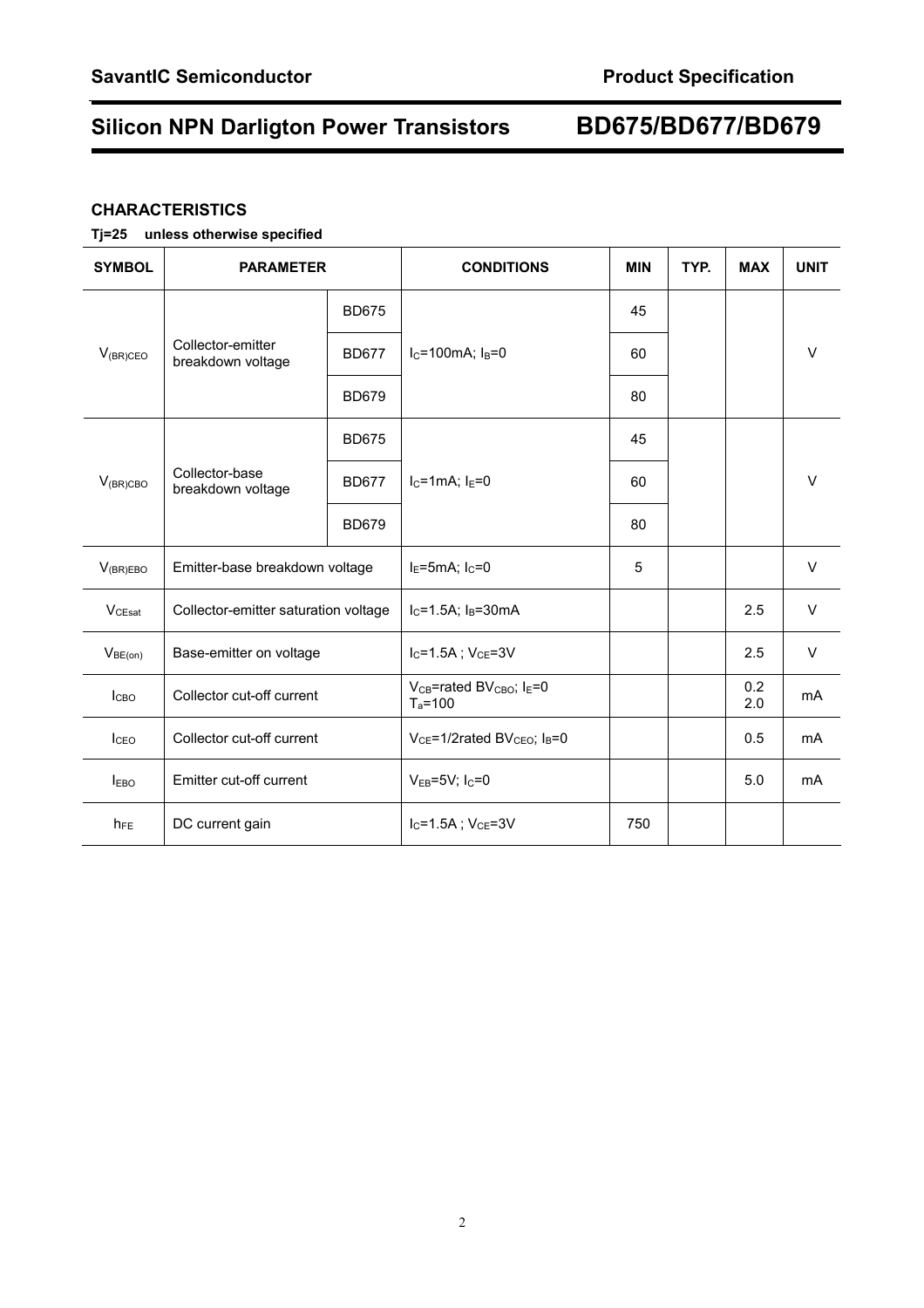## CHARACTERISTICS

**Tj=25 unless otherwise specified**

| SYMBOL | PARAMETER | | CONDITIONS | MIN | TYP. | MAX | UNIT |
|---|---|---|---|---|---|---|---|
| $V_{(BR)CEO}$ | Collector-emitter breakdown voltage | BD675 | $I_C$=100mA; $I_B$=0 | 45 | | | V |
| | | BD677 | | 60 | | | |
| | | BD679 | | 80 | | | |
| $V_{(BR)CBO}$ | Collector-base breakdown voltage | BD675 | $I_C$=1mA; $I_E$=0 | 45 | | | V |
| | | BD677 | | 60 | | | |
| | | BD679 | | 80 | | | |
| $V_{(BR)EBO}$ | Emitter-base breakdown voltage | | $I_E$=5mA; $I_C$=0 | 5 | | | V |
| $V_{CEsat}$ | Collector-emitter saturation voltage | | $I_C$=1.5A; $I_B$=30mA | | | 2.5 | V |
| $V_{BE(on)}$ | Base-emitter on voltage | | $I_C$=1.5A ; $V_{CE}$=3V | | | 2.5 | V |
| $I_{CBO}$ | Collector cut-off current | | $V_{CB}$=rated $BV_{CBO}$; $I_E$=0<br>$T_a$=100 | | | 0.2<br>2.0 | mA |
| $I_{CEO}$ | Collector cut-off current | | $V_{CE}$=1/2rated $BV_{CEO}$; $I_B$=0 | | | 0.5 | mA |
| $I_{EBO}$ | Emitter cut-off current | | $V_{EB}$=5V; $I_C$=0 | | | 5.0 | mA |
| $h_{FE}$ | DC current gain | | $I_C$=1.5A ; $V_{CE}$=3V | 750 | | | |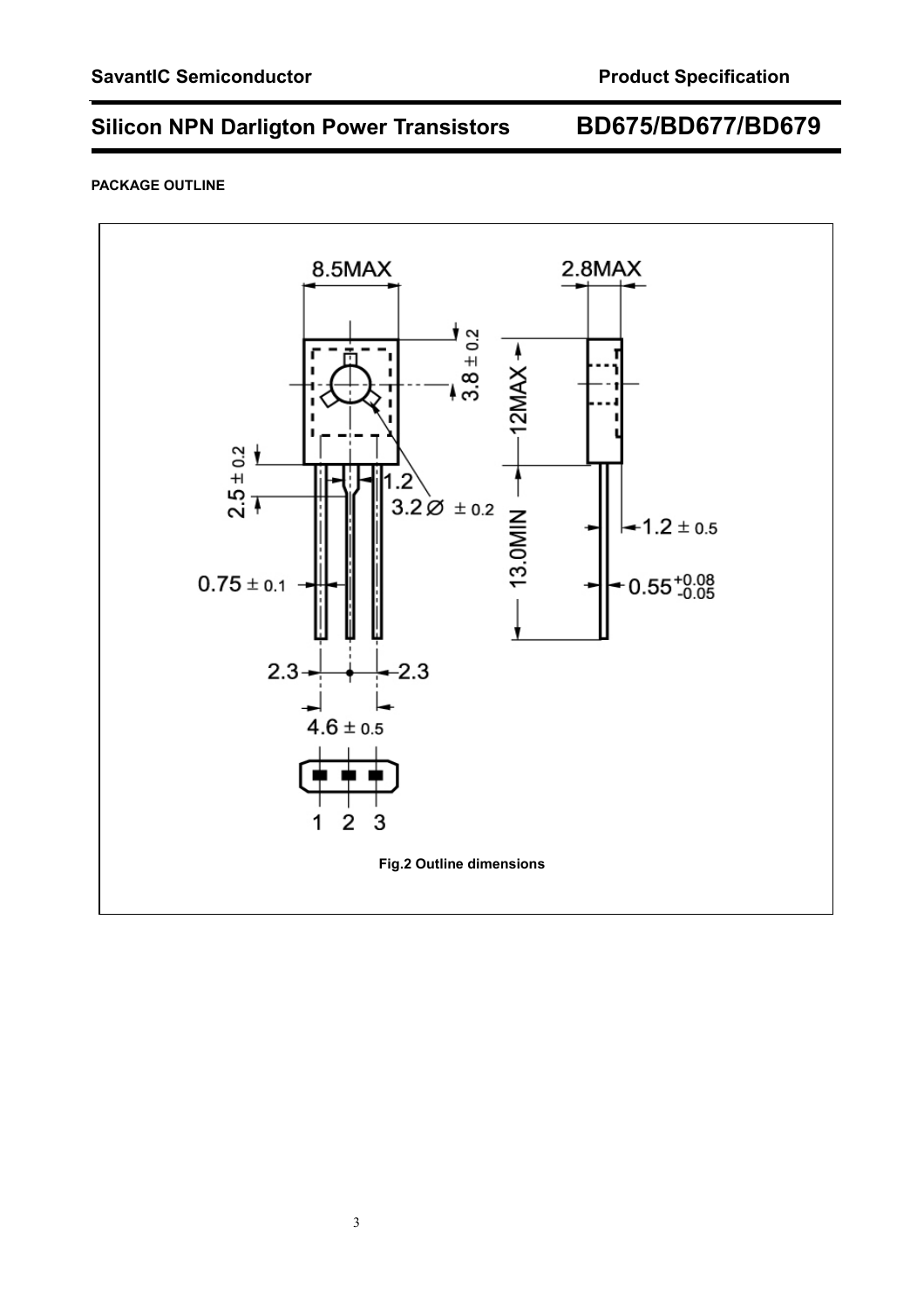**PACKAGE OUTLINE**

8.5MAX

2.8MAX

3.8 ± 0.2

12MAX

2.5 ± 0.2

1.2

3.2∅ ± 0.2

13.0MIN

1.2 ± 0.5

0.75 ± 0.1

$0.55^{+0.08}_{-0.05}$

2.3

2.3

4.6 ± 0.5

1 2 3

Fig.2 Outline dimensions